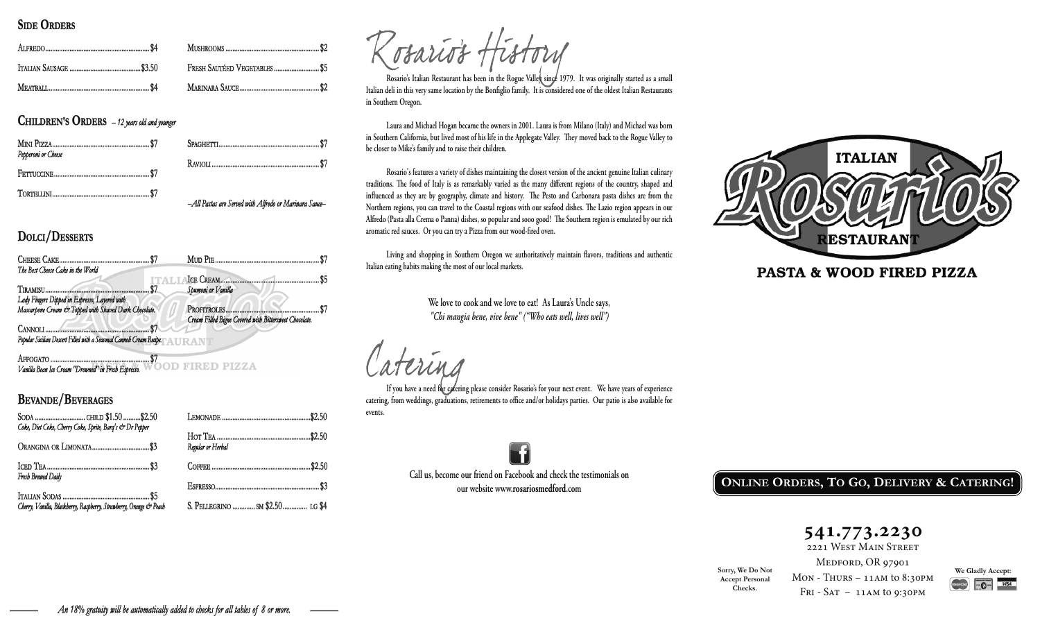## Side Orders

- Alfredo — $4
- Italian Sausage — $3.50
- Meatball — $4
- Mushrooms — $2
- Fresh Sautéed Vegetables — $5
- Marinara Sauce — $2

## Children's Orders – *12 years old and younger*

- Mini Pizza — $7
  *Pepperoni or Cheese*
- Fettuccine — $7
- Tortellini — $7
- Spaghetti — $7
- Ravioli — $7

*–All Pastas are Served with Alfredo or Marinara Sauce–*

## Dolci/Desserts

- Cheese Cake — $7
  *The Best Cheese Cake in the World*
- Tiramisu — $7
  *Lady Fingers Dipped in Espresso, Layered with Mascarpone Cream & Topped with Shaved Dark Chocolate.*
- Cannoli — $7
  *Popular Sicilian Dessert Filled with a Seasonal Cannoli Cream Recipe.*
- Affogato — $7
  *Vanilla Bean Ice Cream "Drowned" in Fresh Espresso.*
- Mud Pie — $7
- Ice Cream — $5
  *Spumoni or Vanilla*
- Profitroles — $7
  *Cream Filled Bigne Covered with Bittersweet Chocolate.*

## Bevande/Beverages

- Soda — child $1.50 — $2.50
  *Coke, Diet Coke, Cherry Coke, Sprite, Barq's & Dr Pepper*
- Orangina or Limonata — $3
- Iced Tea — $3
  *Fresh Brewed Daily*
- Italian Sodas — $5
  *Cherry, Vanilla, Blackberry, Raspberry, Strawberry, Orange & Peach*
- Lemonade — $2.50
- Hot Tea — $2.50
  *Regular or Herbal*
- Coffee — $2.50
- Espresso — $3
- S. Pellegrino — sm $2.50 — lg $4

*An 18% gratuity will be automatically added to checks for all tables of 8 or more.*

# Rosario's History

Rosario's Italian Restaurant has been in the Rogue Valley since 1979. It was originally started as a small Italian deli in this very same location by the Bonfiglio family. It is considered one of the oldest Italian Restaurants in Southern Oregon.

Laura and Michael Hogan became the owners in 2001. Laura is from Milano (Italy) and Michael was born in Southern California, but lived most of his life in the Applegate Valley. They moved back to the Rogue Valley to be closer to Mike's family and to raise their children.

Rosario's features a variety of dishes maintaining the closest version of the ancient genuine Italian culinary traditions. The food of Italy is as remarkably varied as the many different regions of the country, shaped and influenced as they are by geography, climate and history. The Pesto and Carbonara pasta dishes are from the Northern regions, you can travel to the Coastal regions with our seafood dishes. The Lazio region appears in our Alfredo (Pasta alla Crema o Panna) dishes, so popular and sooo good! The Southern region is emulated by our rich aromatic red sauces. Or you can try a Pizza from our wood-fired oven.

Living and shopping in Southern Oregon we authoritatively maintain flavors, traditions and authentic Italian eating habits making the most of our local markets.

We love to cook and we love to eat! As Laura's Uncle says,
*"Chi mangia bene, vive bene" ("Who eats well, lives well")*

# Catering

If you have a need for catering please consider Rosario's for your next event. We have years of experience catering, from weddings, graduations, retirements to office and/or holidays parties. Our patio is also available for events.

Call us, become our friend on Facebook and check the testimonials on our website www.**rosariosmedford**.com

# Italian Rosario's Restaurant

## Pasta & Wood Fired Pizza

**Online Orders, To Go, Delivery & Catering!**

**541.773.2230**
2221 West Main Street
Medford, OR 97901
Mon - Thurs – 11am to 8:30pm
Fri - Sat – 11am to 9:30pm

**Sorry, We Do Not Accept Personal Checks.**

**We Gladly Accept:**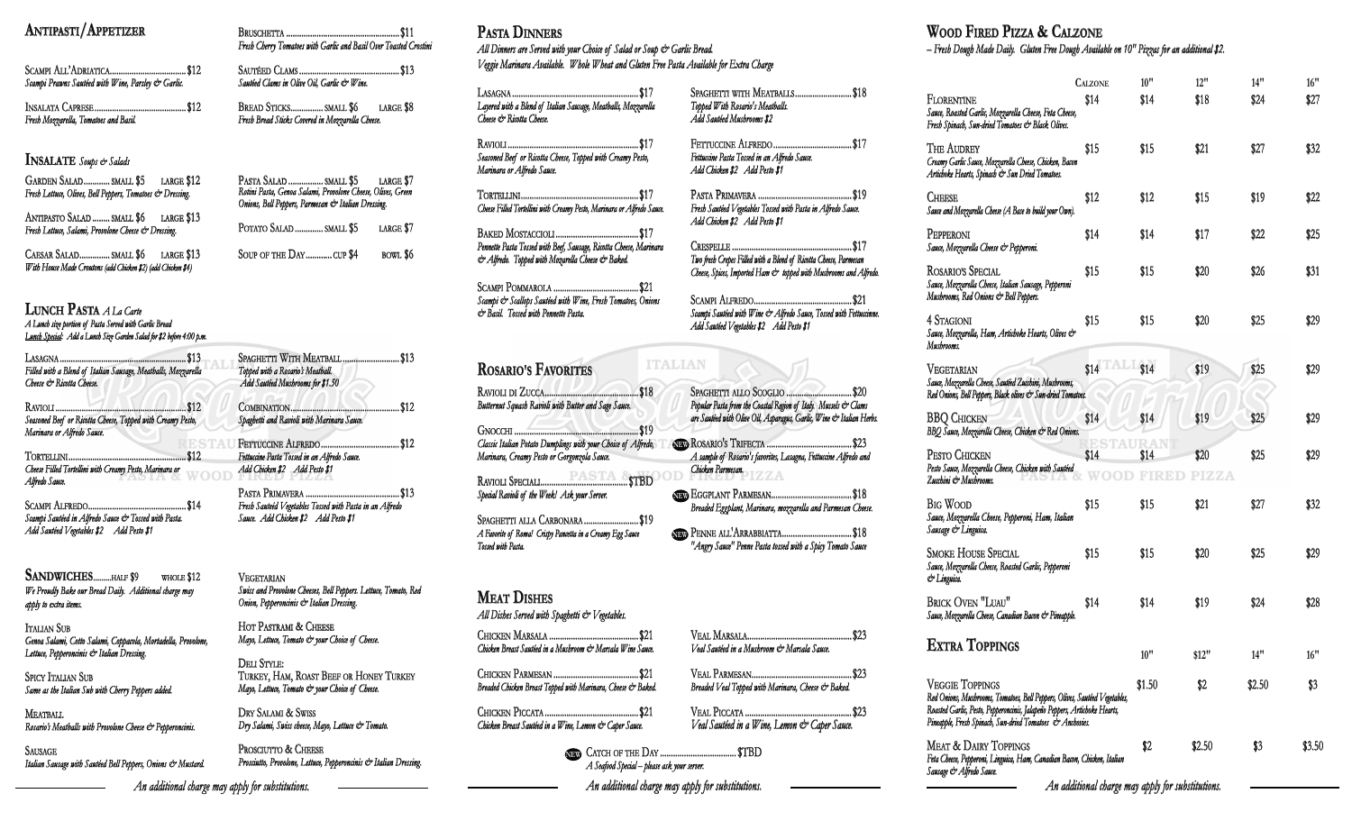## Antipasti/Appetizer

**Scampi All'Adriatica** ........ $12
*Scampi Prawns Sautéed with Wine, Parsley & Garlic.*

**Insalata Caprese** ........ $12
*Fresh Mozzarella, Tomatoes and Basil.*

**Bruschetta** ........ $11
*Fresh Cherry Tomatoes with Garlic and Basil Over Toasted Crostini*

**Sautéed Clams** ........ $13
*Sautéed Clams in Olive Oil, Garlic & Wine.*

**Bread Sticks** ........ small $6 large $8
*Fresh Bread Sticks Covered in Mozzarella Cheese.*

## Insalate *Soups & Salads*

**Garden Salad** ........ small $5 large $12
*Fresh Lettuce, Olives, Bell Peppers, Tomatoes & Dressing.*

**Antipasto Salad** ........ small $6 large $13
*Fresh Lettuce, Salami, Provolone Cheese & Dressing.*

**Caesar Salad** ........ small $6 large $13
*With House Made Croutons (add Chicken $2) (add Chicken $4)*

**Pasta Salad** ........ small $5 large $7
*Rotini Pasta, Genoa Salami, Provolone Cheese, Olives, Green Onions, Bell Peppers, Parmesan & Italian Dressing.*

**Potato Salad** ........ small $5 large $7

**Soup of the Day** ........ cup $4 bowl $6

## Lunch Pasta *A La Carte*

*A Lunch size portion of Pasta Served with Garlic Bread*
*Lunch Special: Add a Lunch Size Garden Salad for $2 before 4:00 p.m.*

**Lasagna** ........ $13
*Filled with a Blend of Italian Sausage, Meatballs, Mozzarella Cheese & Ricotta Cheese.*

**Ravioli** ........ $12
*Seasoned Beef or Ricotta Cheese, Topped with Creamy Pesto, Marinara or Alfredo Sauce.*

**Tortellini** ........ $12
*Cheese Filled Tortellini with Creamy Pesto, Marinara or Alfredo Sauce.*

**Scampi Alfredo** ........ $14
*Scampi Sautéed in Alfredo Sauce & Tossed with Pasta. Add Sautéed Vegetables $2 Add Pesto $1*

**Spaghetti With Meatball** ........ $13
*Topped with a Rosario's Meatball. Add Sautéed Mushrooms for $1.50*

**Combination** ........ $12
*Spaghetti and Ravioli with Marinara Sauce.*

**Fettuccine Alfredo** ........ $12
*Fettuccine Pasta Tossed in an Alfredo Sauce. Add Chicken $2 Add Pesto $1*

**Pasta Primavera** ........ $13
*Fresh Sautéed Vegetables Tossed with Pasta in an Alfredo Sauce. Add Chicken $2 Add Pesto $1*

## Sandwiches ........ half $9 whole $12

*We Proudly Bake our Bread Daily. Additional charge may apply to extra items.*

**Italian Sub**
*Genoa Salami, Cotto Salami, Coppacola, Mortadella, Provolone, Lettuce, Pepperoncinis & Italian Dressing.*

**Spicy Italian Sub**
*Same as the Italian Sub with Cherry Peppers added.*

**Meatball**
*Rosario's Meatballs with Provolone Cheese & Pepperoncinis.*

**Sausage**
*Italian Sausage with Sautéed Bell Peppers, Onions & Mustard.*

**Vegetarian**
*Swiss and Provolone Cheeses, Bell Peppers. Lettuce, Tomato, Red Onion, Pepperoncinis & Italian Dressing.*

**Hot Pastrami & Cheese**
*Mayo, Lettuce, Tomato & your Choice of Cheese.*

**Deli Style:**
**Turkey, Ham, Roast Beef or Honey Turkey**
*Mayo, Lettuce, Tomato & your Choice of Cheese.*

**Dry Salami & Swiss**
*Dry Salami, Swiss cheese, Mayo, Lettuce & Tomato.*

**Prosciutto & Cheese**
*Prosciutto, Provolone, Lettuce, Pepperoncinis & Italian Dressing.*

*An additional charge may apply for substitutions.*

## Pasta Dinners

*All Dinners are Served with your Choice of Salad or Soup & Garlic Bread.*
*Veggie Marinara Available. Whole Wheat and Gluten Free Pasta Available for Extra Charge*

**Lasagna** ........ $17
*Layered with a Blend of Italian Sausage, Meatballs, Mozzarella Cheese & Ricotta Cheese.*

**Ravioli** ........ $17
*Seasoned Beef or Ricotta Cheese, Topped with Creamy Pesto, Marinara or Alfredo Sauce.*

**Tortellini** ........ $17
*Cheese Filled Tortellini with Creamy Pesto, Marinara or Alfredo Sauce.*

**Baked Mostaccioli** ........ $17
*Pennette Pasta Tossed with Beef, Sausage, Ricotta Cheese, Marinara & Alfredo. Topped with Mozarella Cheese & Baked.*

**Scampi Pommarola** ........ $21
*Scampi & Scallops Sautéed with Wine, Fresh Tomatoes, Onions & Basil. Tossed with Pennette Pasta.*

**Spaghetti with Meatballs** ........ $18
*Topped With Rosario's Meatballs. Add Sautéed Mushrooms $2*

**Fettuccine Alfredo** ........ $17
*Fettuccine Pasta Tossed in an Alfredo Sauce. Add Chicken $2 Add Pesto $1*

**Pasta Primavera** ........ $19
*Fresh Sautéed Vegetables Tossed with Pasta in Alfredo Sauce. Add Chicken $2 Add Pesto $1*

**Crespelle** ........ $17
*Two fresh Crepes Filled with a Blend of Ricotta Cheese, Parmesan Cheese, Spices, Imported Ham & topped with Mushrooms and Alfredo.*

**Scampi Alfredo** ........ $21
*Scampi Sautéed with Wine & Alfredo Sauce, Tossed with Fettuccinne. Add Sautéed Vegetables $2 Add Pesto $1*

## Rosario's Favorites

**Ravioli di Zucca** ........ $18
*Butternut Squash Ravioli with Butter and Sage Sauce.*

**Gnocchi** ........ $19
*Classic Italian Potato Dumplings with your Choice of Alfredo, Marinara, Creamy Pesto or Gorgonzola Sauce.*

**Ravioli Special** ........ $TBD
*Special Ravioli of the Week! Ask your Server.*

**Spaghetti alla Carbonara** ........ $19
*A Favorite of Roma! Crispy Pancetta in a Creamy Egg Sauce Tossed with Pasta.*

**Spaghetti allo Scoglio** ........ $20
*Popular Pasta from the Coastal Region of Italy. Mussels & Clams are Sautéed with Olive Oil, Asparagus, Garlic, Wine & Italian Herbs.*

NEW **Rosario's Trifecta** ........ $23
*A sample of Rosario's favorites, Lasagna, Fettuccine Alfredo and Chicken Parmesan.*

NEW **Eggplant Parmesan** ........ $18
*Breaded Eggplant, Marinara, mozzarella and Parmesan Cheese.*

NEW **Penne all'Arrabbiata** ........ $18
*"Angry Sauce" Penne Pasta tossed with a Spicy Tomato Sauce*

## Meat Dishes

*All Dishes Served with Spaghetti & Vegetables.*

**Chicken Marsala** ........ $21
*Chicken Breast Sautéed in a Mushroom & Marsala Wine Sauce.*

**Chicken Parmesan** ........ $21
*Breaded Chicken Breast Topped with Marinara, Cheese & Baked.*

**Chicken Piccata** ........ $21
*Chicken Breast Sautéed in a Wine, Lemon & Caper Sauce.*

**Veal Marsala** ........ $23
*Veal Sautéed in a Mushroom & Marsala Sauce.*

**Veal Parmesan** ........ $23
*Breaded Veal Topped with Marinara, Cheese & Baked.*

**Veal Piccata** ........ $23
*Veal Sautéed in a Wine, Lemon & Caper Sauce.*

NEW **Catch of the Day** ........ $TBD
*A Seafood Special – please ask your server.*

*An additional charge may apply for substitutions.*

## Wood Fired Pizza & Calzone

*– Fresh Dough Made Daily. Gluten Free Dough Available on 10" Pizzas for an additional $2.*

| | Calzone | 10" | 12" | 14" | 16" |
|---|---|---|---|---|---|
| **Florentine**<br>*Sauce, Roasted Garlic, Mozzarella Cheese, Feta Cheese, Fresh Spinach, Sun-dried Tomatoes & Black Olives.* | $14 | $14 | $18 | $24 | $27 |
| **The Audrey**<br>*Creamy Garlic Sauce, Mozzarella Cheese, Chicken, Bacon Artichoke Hearts, Spinach & Sun Dried Tomatoes.* | $15 | $15 | $21 | $27 | $32 |
| **Cheese**<br>*Sauce and Mozzarella Cheese (A Base to build your Own).* | $12 | $12 | $15 | $19 | $22 |
| **Pepperoni**<br>*Sauce, Mozzarella Cheese & Pepperoni.* | $14 | $14 | $17 | $22 | $25 |
| **Rosario's Special**<br>*Sauce, Mozzarella Cheese, Italian Sausage, Pepperoni Mushrooms, Red Onions & Bell Peppers.* | $15 | $15 | $20 | $26 | $31 |
| **4 Stagioni**<br>*Sauce, Mozzarella, Ham, Artichoke Hearts, Olives & Mushrooms.* | $15 | $15 | $20 | $25 | $29 |
| **Vegetarian**<br>*Sauce, Mozzarella Cheese, Sautéed Zucchini, Mushrooms, Red Onions, Bell Peppers, Black olives & Sun-dried Tomatoes.* | $14 | $14 | $19 | $25 | $29 |
| **BBQ Chicken**<br>*BBQ Sauce, Mozzarella Cheese, Chicken & Red Onions.* | $14 | $14 | $19 | $25 | $29 |
| **Pesto Chicken**<br>*Pesto Sauce, Mozzarella Cheese, Chicken with Sautéed Zucchini & Mushrooms.* | $14 | $14 | $20 | $25 | $29 |
| **Big Wood**<br>*Sauce, Mozzarella Cheese, Pepperoni, Ham, Italian Sausage & Linguica.* | $15 | $15 | $21 | $27 | $32 |
| **Smoke House Special**<br>*Sauce, Mozzarella Cheese, Roasted Garlic, Pepperoni & Linguica.* | $15 | $15 | $20 | $25 | $29 |
| **Brick Oven "Luau"**<br>*Sauce, Mozzarella Cheese, Canadian Bacon & Pineapple.* | $14 | $14 | $19 | $24 | $28 |

## Extra Toppings

| | 10" | 12" | 14" | 16" |
|---|---|---|---|---|
| **Veggie Toppings**<br>*Red Onions, Mushrooms, Tomatoes, Bell Peppers, Olives, Sautéed Vegetables, Roasted Garlic, Pesto, Pepperoncinis, Jalapeño Peppers, Artichoke Hearts, Pineapple, Fresh Spinach, Sun-dried Tomatoes & Anchovies.* | $1.50 | $2 | $2.50 | $3 |
| **Meat & Dairy Toppings**<br>*Feta Cheese, Pepperoni, Linguica, Ham, Canadian Bacon, Chicken, Italian Sausage & Alfredo Sauce.* | $2 | $2.50 | $3 | $3.50 |

*An additional charge may apply for substitutions.*